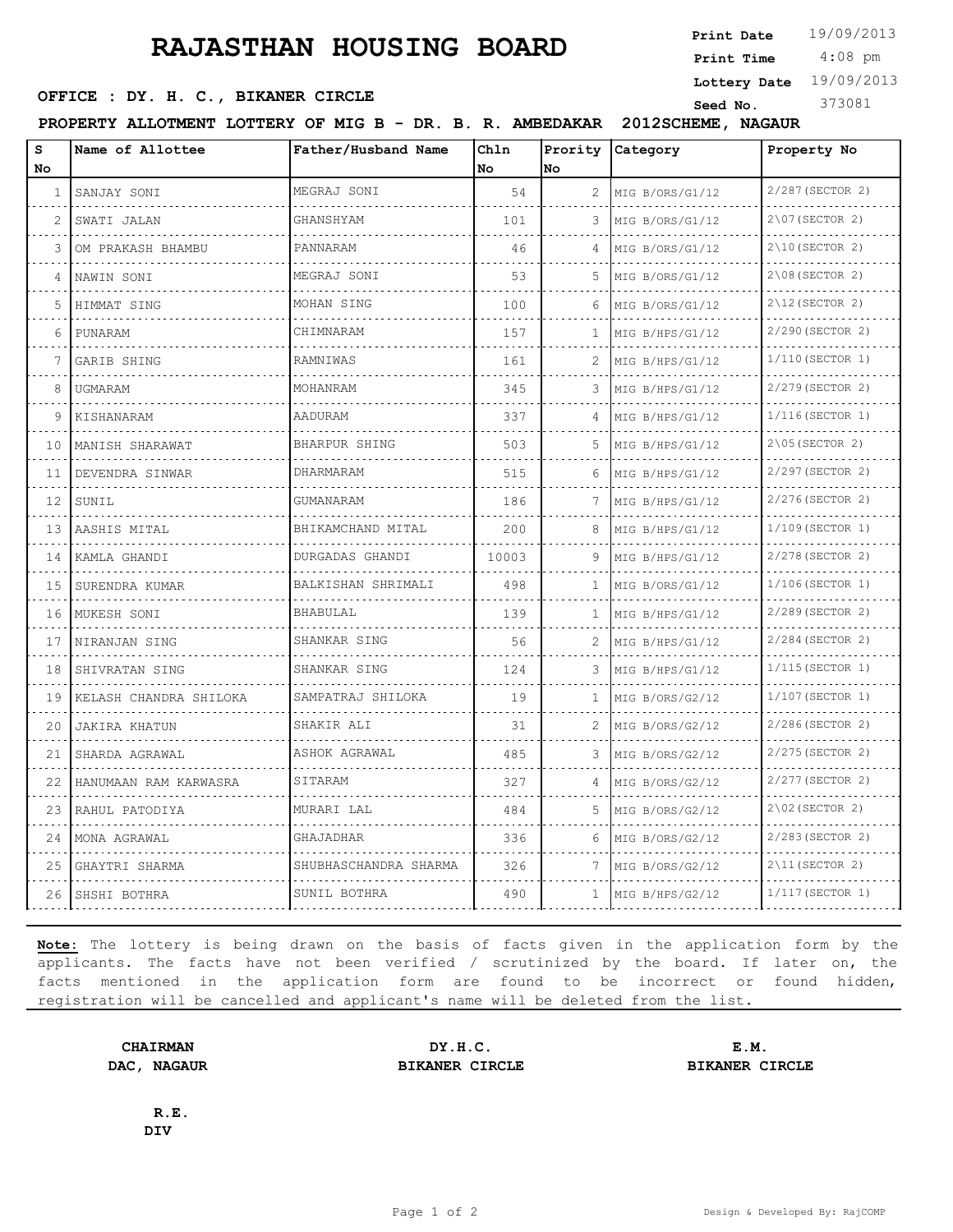# RAJASTHAN HOUSING BOARD

**Print Date** 19/09/2013
**Print Time** 4:08 pm
**Lottery Date** 19/09/2013
**Seed No.** 373081

**OFFICE : DY. H. C., BIKANER CIRCLE**

**PROPERTY ALLOTMENT LOTTERY OF MIG B - DR. B. R. AMBEDAKAR 2012SCHEME, NAGAUR**

| S No | Name of Allottee | Father/Husband Name | Chln No | Prority No | Category | Property No |
|---|---|---|---|---|---|---|
| 1 | SANJAY SONI | MEGRAJ SONI | 54 | 2 | MIG B/ORS/G1/12 | 2/287(SECTOR 2) |
| 2 | SWATI JALAN | GHANSHYAM | 101 | 3 | MIG B/ORS/G1/12 | 2\07(SECTOR 2) |
| 3 | OM PRAKASH BHAMBU | PANNARAM | 46 | 4 | MIG B/ORS/G1/12 | 2\10(SECTOR 2) |
| 4 | NAWIN SONI | MEGRAJ SONI | 53 | 5 | MIG B/ORS/G1/12 | 2\08(SECTOR 2) |
| 5 | HIMMAT SING | MOHAN SING | 100 | 6 | MIG B/ORS/G1/12 | 2\12(SECTOR 2) |
| 6 | PUNARAM | CHIMNARAM | 157 | 1 | MIG B/HPS/G1/12 | 2/290(SECTOR 2) |
| 7 | GARIB SHING | RAMNIWAS | 161 | 2 | MIG B/HPS/G1/12 | 1/110(SECTOR 1) |
| 8 | UGMARAM | MOHANRAM | 345 | 3 | MIG B/HPS/G1/12 | 2/279(SECTOR 2) |
| 9 | KISHANARAM | AADURAM | 337 | 4 | MIG B/HPS/G1/12 | 1/116(SECTOR 1) |
| 10 | MANISH SHARAWAT | BHARPUR SHING | 503 | 5 | MIG B/HPS/G1/12 | 2\05(SECTOR 2) |
| 11 | DEVENDRA SINWAR | DHARMARAM | 515 | 6 | MIG B/HPS/G1/12 | 2/297(SECTOR 2) |
| 12 | SUNIL | GUMANARAM | 186 | 7 | MIG B/HPS/G1/12 | 2/276(SECTOR 2) |
| 13 | AASHIS MITAL | BHIKAMCHAND MITAL | 200 | 8 | MIG B/HPS/G1/12 | 1/109(SECTOR 1) |
| 14 | KAMLA GHANDI | DURGADAS GHANDI | 10003 | 9 | MIG B/HPS/G1/12 | 2/278(SECTOR 2) |
| 15 | SURENDRA KUMAR | BALKISHAN SHRIMALI | 498 | 1 | MIG B/ORS/G1/12 | 1/106(SECTOR 1) |
| 16 | MUKESH SONI | BHABULAL | 139 | 1 | MIG B/HPS/G1/12 | 2/289(SECTOR 2) |
| 17 | NIRANJAN SING | SHANKAR SING | 56 | 2 | MIG B/HPS/G1/12 | 2/284(SECTOR 2) |
| 18 | SHIVRATAN SING | SHANKAR SING | 124 | 3 | MIG B/HPS/G1/12 | 1/115(SECTOR 1) |
| 19 | KELASH CHANDRA SHILOKA | SAMPATRAJ SHILOKA | 19 | 1 | MIG B/ORS/G2/12 | 1/107(SECTOR 1) |
| 20 | JAKIRA KHATUN | SHAKIR ALI | 31 | 2 | MIG B/ORS/G2/12 | 2/286(SECTOR 2) |
| 21 | SHARDA AGRAWAL | ASHOK AGRAWAL | 485 | 3 | MIG B/ORS/G2/12 | 2/275(SECTOR 2) |
| 22 | HANUMAAN RAM KARWASRA | SITARAM | 327 | 4 | MIG B/ORS/G2/12 | 2/277(SECTOR 2) |
| 23 | RAHUL PATODIYA | MURARI LAL | 484 | 5 | MIG B/ORS/G2/12 | 2\02(SECTOR 2) |
| 24 | MONA AGRAWAL | GHAJADHAR | 336 | 6 | MIG B/ORS/G2/12 | 2/283(SECTOR 2) |
| 25 | GHAYTRI SHARMA | SHUBHASCHANDRA SHARMA | 326 | 7 | MIG B/ORS/G2/12 | 2\11(SECTOR 2) |
| 26 | SHSHI BOTHRA | SUNIL BOTHRA | 490 | 1 | MIG B/HPS/G2/12 | 1/117(SECTOR 1) |

**Note:** The lottery is being drawn on the basis of facts given in the application form by the applicants. The facts have not been verified / scrutinized by the board. If later on, the facts mentioned in the application form are found to be incorrect or found hidden, registration will be cancelled and applicant's name will be deleted from the list.

**CHAIRMAN**
**DAC, NAGAUR**

**DY.H.C.**
**BIKANER CIRCLE**

**E.M.**
**BIKANER CIRCLE**

**R.E.**
**DIV**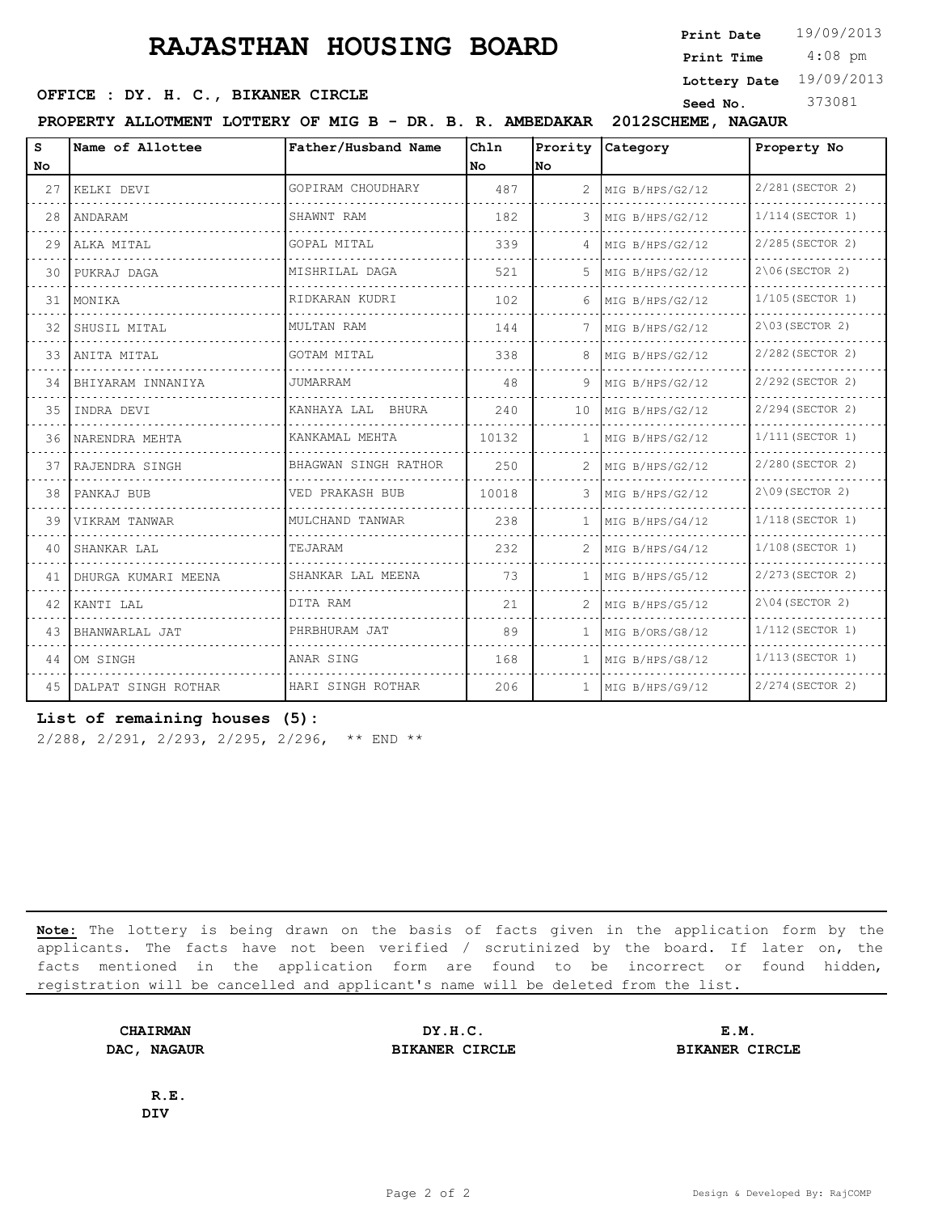# RAJASTHAN HOUSING BOARD

**Print Date** 19/09/2013
**Print Time** 4:08 pm
**Lottery Date** 19/09/2013
**Seed No.** 373081

**OFFICE : DY. H. C., BIKANER CIRCLE**

**PROPERTY ALLOTMENT LOTTERY OF MIG B - DR. B. R. AMBEDAKAR 2012SCHEME, NAGAUR**

| S No | Name of Allottee | Father/Husband Name | Chln No | Prority No | Category | Property No |
|---|---|---|---|---|---|---|
| 27 | KELKI DEVI | GOPIRAM CHOUDHARY | 487 | 2 | MIG B/HPS/G2/12 | 2/281(SECTOR 2) |
| 28 | ANDARAM | SHAWNT RAM | 182 | 3 | MIG B/HPS/G2/12 | 1/114(SECTOR 1) |
| 29 | ALKA MITAL | GOPAL MITAL | 339 | 4 | MIG B/HPS/G2/12 | 2/285(SECTOR 2) |
| 30 | PUKRAJ DAGA | MISHRILAL DAGA | 521 | 5 | MIG B/HPS/G2/12 | 2\06(SECTOR 2) |
| 31 | MONIKA | RIDKARAN KUDRI | 102 | 6 | MIG B/HPS/G2/12 | 1/105(SECTOR 1) |
| 32 | SHUSIL MITAL | MULTAN RAM | 144 | 7 | MIG B/HPS/G2/12 | 2\03(SECTOR 2) |
| 33 | ANITA MITAL | GOTAM MITAL | 338 | 8 | MIG B/HPS/G2/12 | 2/282(SECTOR 2) |
| 34 | BHIYARAM INNANIYA | JUMARRAM | 48 | 9 | MIG B/HPS/G2/12 | 2/292(SECTOR 2) |
| 35 | INDRA DEVI | KANHAYA LAL BHURA | 240 | 10 | MIG B/HPS/G2/12 | 2/294(SECTOR 2) |
| 36 | NARENDRA MEHTA | KANKAMAL MEHTA | 10132 | 1 | MIG B/HPS/G2/12 | 1/111(SECTOR 1) |
| 37 | RAJENDRA SINGH | BHAGWAN SINGH RATHOR | 250 | 2 | MIG B/HPS/G2/12 | 2/280(SECTOR 2) |
| 38 | PANKAJ BUB | VED PRAKASH BUB | 10018 | 3 | MIG B/HPS/G2/12 | 2\09(SECTOR 2) |
| 39 | VIKRAM TANWAR | MULCHAND TANWAR | 238 | 1 | MIG B/HPS/G4/12 | 1/118(SECTOR 1) |
| 40 | SHANKAR LAL | TEJARAM | 232 | 2 | MIG B/HPS/G4/12 | 1/108(SECTOR 1) |
| 41 | DHURGA KUMARI MEENA | SHANKAR LAL MEENA | 73 | 1 | MIG B/HPS/G5/12 | 2/273(SECTOR 2) |
| 42 | KANTI LAL | DITA RAM | 21 | 2 | MIG B/HPS/G5/12 | 2\04(SECTOR 2) |
| 43 | BHANWARLAL JAT | PHRBHURAM JAT | 89 | 1 | MIG B/ORS/G8/12 | 1/112(SECTOR 1) |
| 44 | OM SINGH | ANAR SING | 168 | 1 | MIG B/HPS/G8/12 | 1/113(SECTOR 1) |
| 45 | DALPAT SINGH ROTHAR | HARI SINGH ROTHAR | 206 | 1 | MIG B/HPS/G9/12 | 2/274(SECTOR 2) |

**List of remaining houses (5):**

2/288, 2/291, 2/293, 2/295, 2/296, ** END **

**Note:** The lottery is being drawn on the basis of facts given in the application form by the applicants. The facts have not been verified / scrutinized by the board. If later on, the facts mentioned in the application form are found to be incorrect or found hidden, registration will be cancelled and applicant's name will be deleted from the list.

**CHAIRMAN**
**DAC, NAGAUR**

**DY.H.C.**
**BIKANER CIRCLE**

**E.M.**
**BIKANER CIRCLE**

**R.E.**
**DIV**

Design & Developed By: RajCOMP